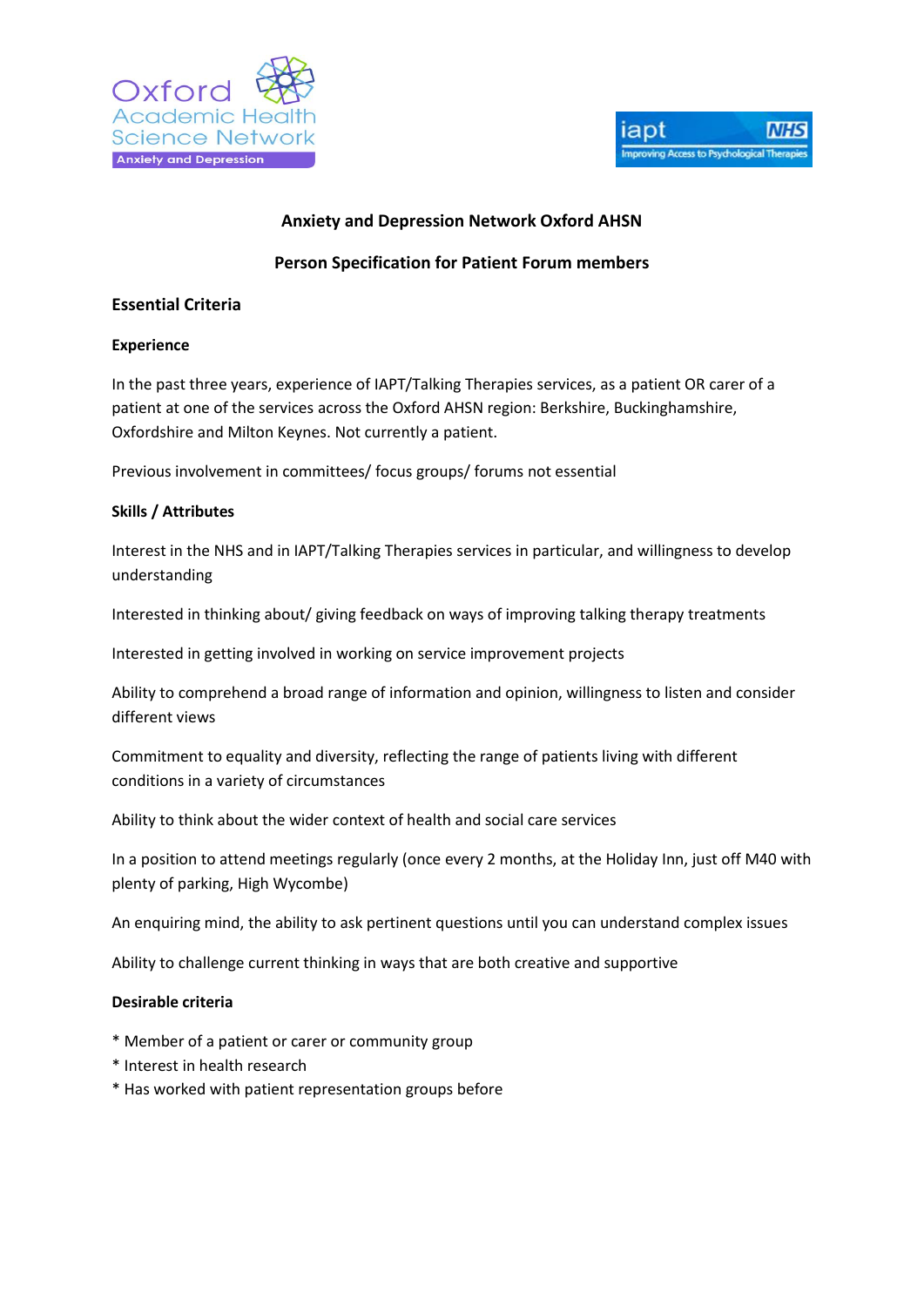Oxford Academic Health Science Network
Anxiety and Depression

iapt NHS
Improving Access to Psychological Therapies

## Anxiety and Depression Network Oxford AHSN

## Person Specification for Patient Forum members

### Essential Criteria

#### Experience

In the past three years, experience of IAPT/Talking Therapies services, as a patient OR carer of a patient at one of the services across the Oxford AHSN region: Berkshire, Buckinghamshire, Oxfordshire and Milton Keynes. Not currently a patient.

Previous involvement in committees/ focus groups/ forums not essential

#### Skills / Attributes

Interest in the NHS and in IAPT/Talking Therapies services in particular, and willingness to develop understanding

Interested in thinking about/ giving feedback on ways of improving talking therapy treatments

Interested in getting involved in working on service improvement projects

Ability to comprehend a broad range of information and opinion, willingness to listen and consider different views

Commitment to equality and diversity, reflecting the range of patients living with different conditions in a variety of circumstances

Ability to think about the wider context of health and social care services

In a position to attend meetings regularly (once every 2 months, at the Holiday Inn, just off M40 with plenty of parking, High Wycombe)

An enquiring mind, the ability to ask pertinent questions until you can understand complex issues

Ability to challenge current thinking in ways that are both creative and supportive

#### Desirable criteria

* Member of a patient or carer or community group
* Interest in health research
* Has worked with patient representation groups before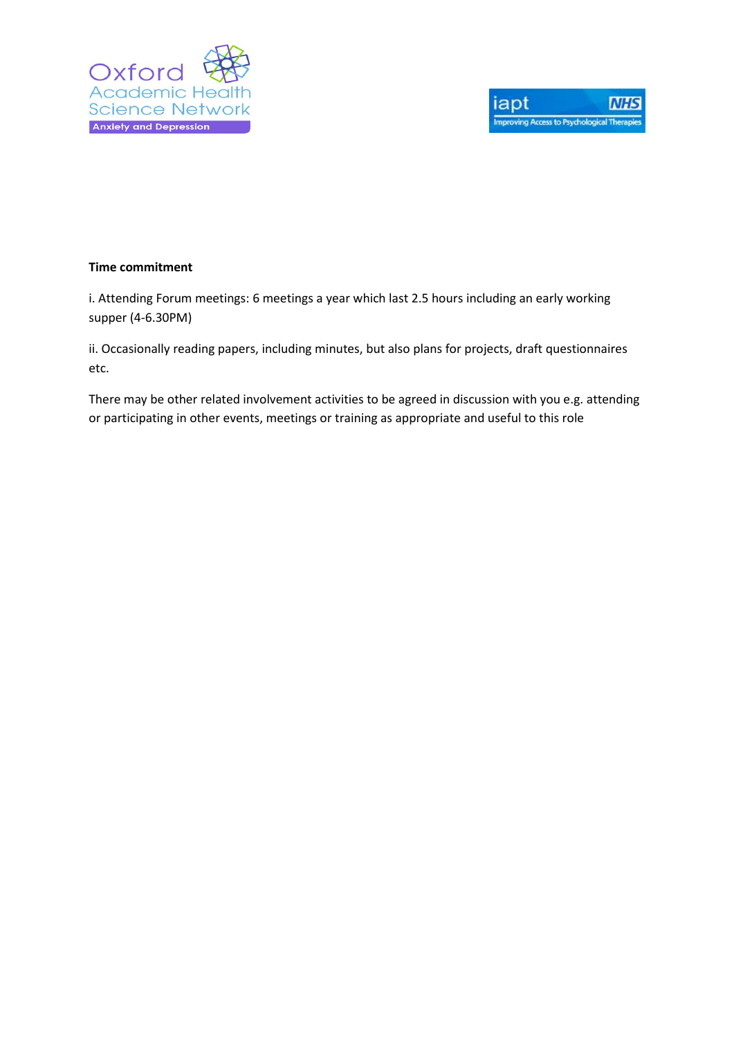**Time commitment**

i. Attending Forum meetings: 6 meetings a year which last 2.5 hours including an early working supper (4-6.30PM)

ii. Occasionally reading papers, including minutes, but also plans for projects, draft questionnaires etc.

There may be other related involvement activities to be agreed in discussion with you e.g. attending or participating in other events, meetings or training as appropriate and useful to this role